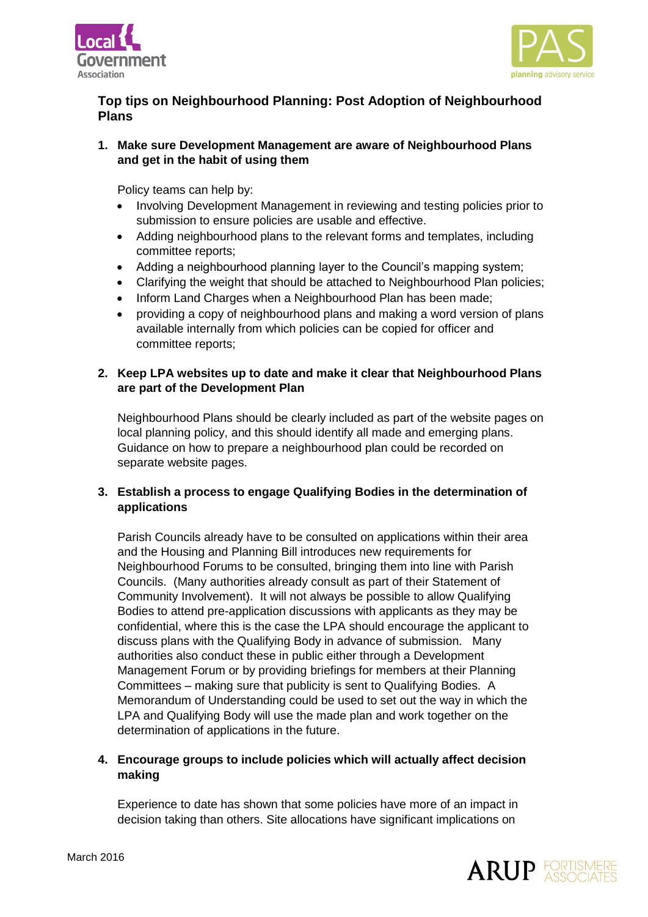## Top tips on Neighbourhood Planning: Post Adoption of Neighbourhood Plans

1. **Make sure Development Management are aware of Neighbourhood Plans and get in the habit of using them**

   Policy teams can help by:

   - Involving Development Management in reviewing and testing policies prior to submission to ensure policies are usable and effective.
   - Adding neighbourhood plans to the relevant forms and templates, including committee reports;
   - Adding a neighbourhood planning layer to the Council's mapping system;
   - Clarifying the weight that should be attached to Neighbourhood Plan policies;
   - Inform Land Charges when a Neighbourhood Plan has been made;
   - providing a copy of neighbourhood plans and making a word version of plans available internally from which policies can be copied for officer and committee reports;

2. **Keep LPA websites up to date and make it clear that Neighbourhood Plans are part of the Development Plan**

   Neighbourhood Plans should be clearly included as part of the website pages on local planning policy, and this should identify all made and emerging plans. Guidance on how to prepare a neighbourhood plan could be recorded on separate website pages.

3. **Establish a process to engage Qualifying Bodies in the determination of applications**

   Parish Councils already have to be consulted on applications within their area and the Housing and Planning Bill introduces new requirements for Neighbourhood Forums to be consulted, bringing them into line with Parish Councils. (Many authorities already consult as part of their Statement of Community Involvement). It will not always be possible to allow Qualifying Bodies to attend pre-application discussions with applicants as they may be confidential, where this is the case the LPA should encourage the applicant to discuss plans with the Qualifying Body in advance of submission. Many authorities also conduct these in public either through a Development Management Forum or by providing briefings for members at their Planning Committees – making sure that publicity is sent to Qualifying Bodies. A Memorandum of Understanding could be used to set out the way in which the LPA and Qualifying Body will use the made plan and work together on the determination of applications in the future.

4. **Encourage groups to include policies which will actually affect decision making**

   Experience to date has shown that some policies have more of an impact in decision taking than others. Site allocations have significant implications on

March 2016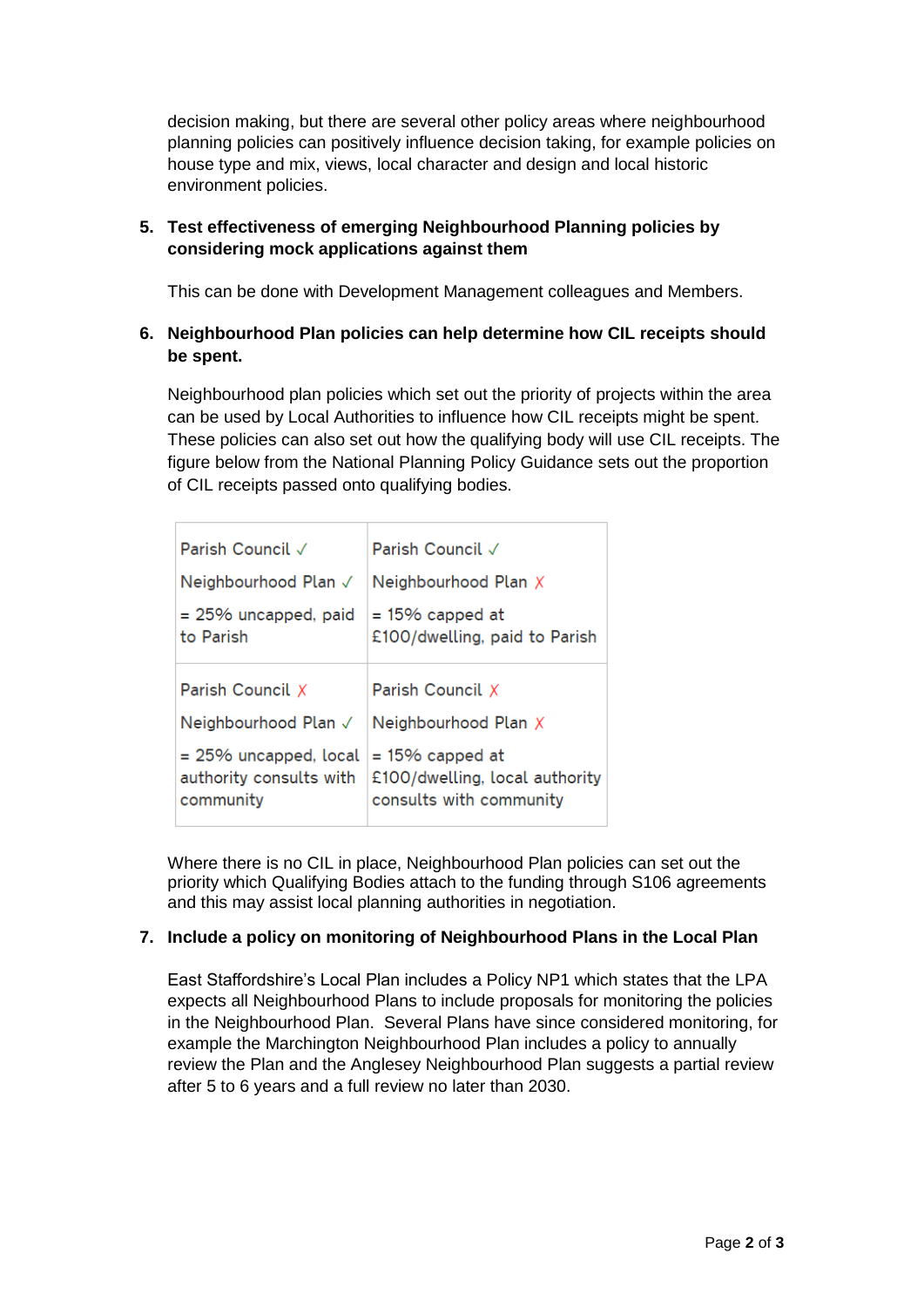decision making, but there are several other policy areas where neighbourhood planning policies can positively influence decision taking, for example policies on house type and mix, views, local character and design and local historic environment policies.

5. **Test effectiveness of emerging Neighbourhood Planning policies by considering mock applications against them**

   This can be done with Development Management colleagues and Members.

6. **Neighbourhood Plan policies can help determine how CIL receipts should be spent.**

   Neighbourhood plan policies which set out the priority of projects within the area can be used by Local Authorities to influence how CIL receipts might be spent. These policies can also set out how the qualifying body will use CIL receipts. The figure below from the National Planning Policy Guidance sets out the proportion of CIL receipts passed onto qualifying bodies.

| | |
|---|---|
| Parish Council ✓ Neighbourhood Plan ✓ = 25% uncapped, paid to Parish | Parish Council ✓ Neighbourhood Plan ✗ = 15% capped at £100/dwelling, paid to Parish |
| Parish Council ✗ Neighbourhood Plan ✓ = 25% uncapped, local authority consults with community | Parish Council ✗ Neighbourhood Plan ✗ = 15% capped at £100/dwelling, local authority consults with community |

   Where there is no CIL in place, Neighbourhood Plan policies can set out the priority which Qualifying Bodies attach to the funding through S106 agreements and this may assist local planning authorities in negotiation.

7. **Include a policy on monitoring of Neighbourhood Plans in the Local Plan**

   East Staffordshire's Local Plan includes a Policy NP1 which states that the LPA expects all Neighbourhood Plans to include proposals for monitoring the policies in the Neighbourhood Plan. Several Plans have since considered monitoring, for example the Marchington Neighbourhood Plan includes a policy to annually review the Plan and the Anglesey Neighbourhood Plan suggests a partial review after 5 to 6 years and a full review no later than 2030.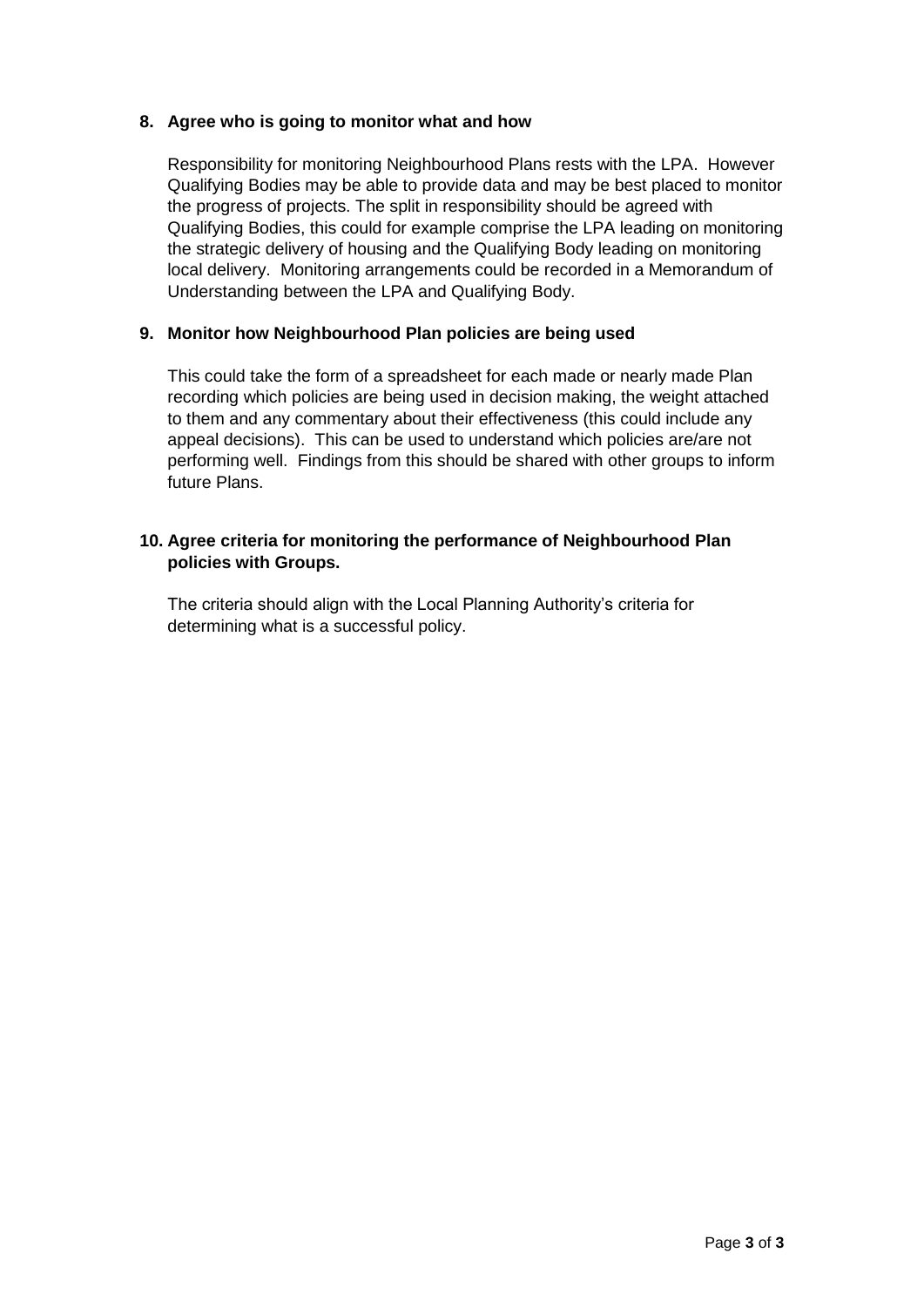**8. Agree who is going to monitor what and how**

Responsibility for monitoring Neighbourhood Plans rests with the LPA. However Qualifying Bodies may be able to provide data and may be best placed to monitor the progress of projects. The split in responsibility should be agreed with Qualifying Bodies, this could for example comprise the LPA leading on monitoring the strategic delivery of housing and the Qualifying Body leading on monitoring local delivery. Monitoring arrangements could be recorded in a Memorandum of Understanding between the LPA and Qualifying Body.

**9. Monitor how Neighbourhood Plan policies are being used**

This could take the form of a spreadsheet for each made or nearly made Plan recording which policies are being used in decision making, the weight attached to them and any commentary about their effectiveness (this could include any appeal decisions). This can be used to understand which policies are/are not performing well. Findings from this should be shared with other groups to inform future Plans.

**10. Agree criteria for monitoring the performance of Neighbourhood Plan policies with Groups.**

The criteria should align with the Local Planning Authority's criteria for determining what is a successful policy.